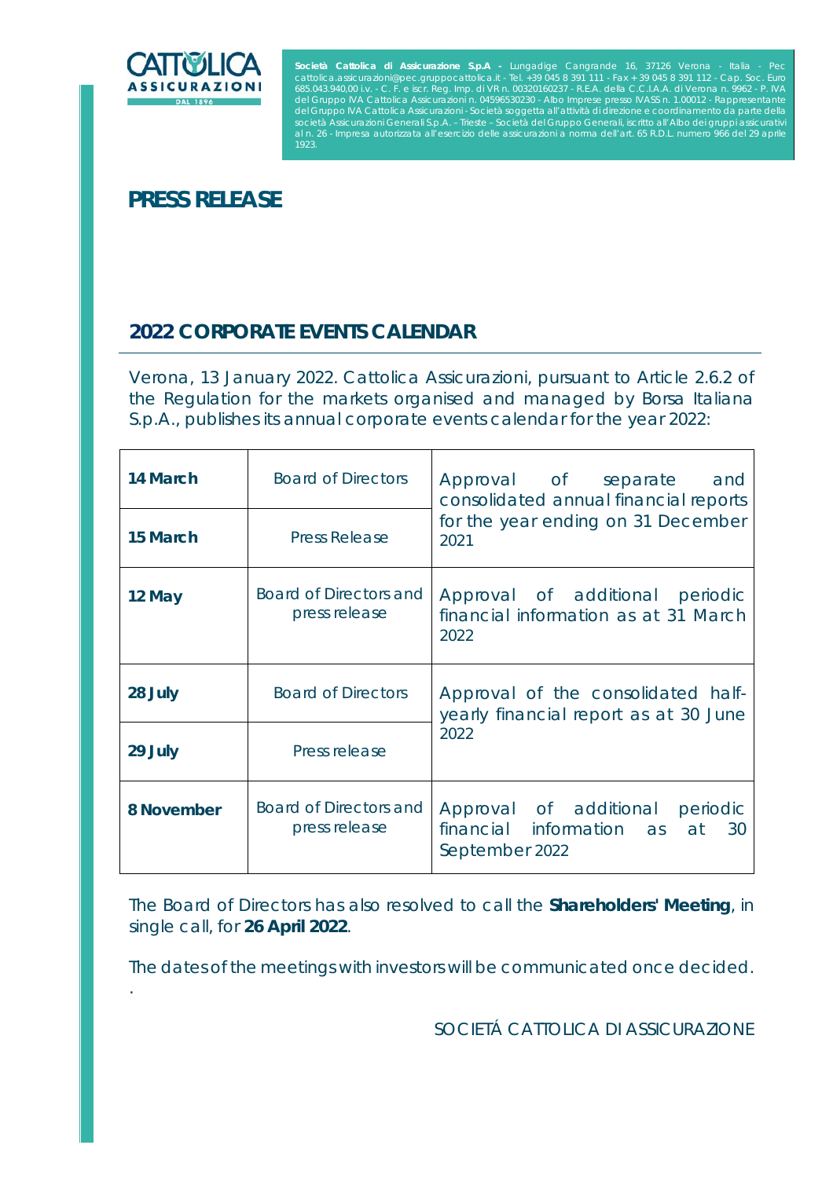**Società Cattolica di Assicurazione S.p.A -** Lungadige Cangrande 16, 37126 Verona - Italia - Pec cattolica.assicurazioni@pec.gruppocattolica.it - Tel. +39 045 8 391 111 - Fax + 39 045 8 391 112 - Cap. Soc. Euro 685.043.940,00 i.v. - C. F. e iscr. Reg. Imp. di VR n. 00320160237 - R.E.A. della C.C.I.A.A. di Verona n. 9962 - P. IVA del Gruppo IVA Cattolica Assicurazioni n. 04596530230 - Albo Imprese presso IVASS n. 1.00012 - Rappresentante del Gruppo IVA Cattolica Assicurazioni - Società soggetta all'attività di direzione e coordinamento da parte della società Assicurazioni Generali S.p.A. – Trieste – Società del Gruppo Generali, iscritto all'Albo dei gruppi assicurativi al n. 26 - Impresa autorizzata all'esercizio delle assicurazioni a norma dell'art. 65 R.D.L. numero 966 del 29 aprile 1923.

# PRESS RELEASE

## 2022 CORPORATE EVENTS CALENDAR

Verona, 13 January 2022. Cattolica Assicurazioni, pursuant to Article 2.6.2 of the Regulation for the markets organised and managed by Borsa Italiana S.p.A., publishes its annual corporate events calendar for the year 2022:

| | | |
|---|---|---|
| **14 March** | Board of Directors | Approval of separate and consolidated annual financial reports for the year ending on 31 December 2021 |
| **15 March** | Press Release | |
| **12 May** | Board of Directors and press release | Approval of additional periodic financial information as at 31 March 2022 |
| **28 July** | Board of Directors | Approval of the consolidated half-yearly financial report as at 30 June 2022 |
| **29 July** | Press release | |
| **8 November** | Board of Directors and press release | Approval of additional periodic financial information as at 30 September 2022 |

The Board of Directors has also resolved to call the **Shareholders' Meeting**, in single call, for **26 April 2022**.

The dates of the meetings with investors will be communicated once decided.

.

SOCIETÁ CATTOLICA DI ASSICURAZIONE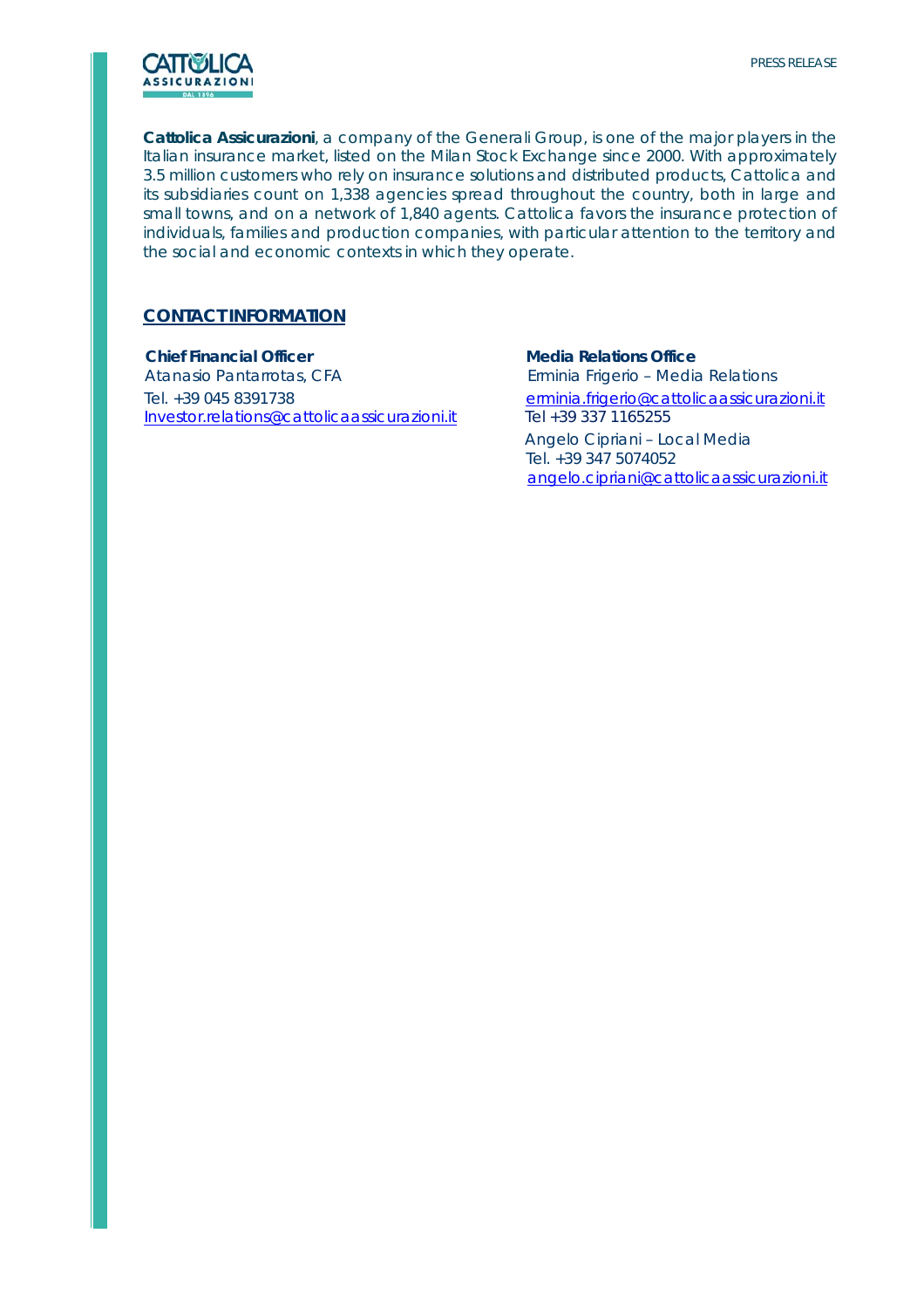**Cattolica Assicurazioni**, a company of the Generali Group, is one of the major players in the Italian insurance market, listed on the Milan Stock Exchange since 2000. With approximately 3.5 million customers who rely on insurance solutions and distributed products, Cattolica and its subsidiaries count on 1,338 agencies spread throughout the country, both in large and small towns, and on a network of 1,840 agents. Cattolica favors the insurance protection of individuals, families and production companies, with particular attention to the territory and the social and economic contexts in which they operate.

## CONTACT INFORMATION

**Chief Financial Officer**
Atanasio Pantarrotas, CFA
Tel. +39 045 8391738
Investor.relations@cattolicaassicurazioni.it

**Media Relations Office**
Erminia Frigerio – Media Relations
erminia.frigerio@cattolicaassicurazioni.it
Tel +39 337 1165255
Angelo Cipriani – Local Media
Tel. +39 347 5074052
angelo.cipriani@cattolicaassicurazioni.it